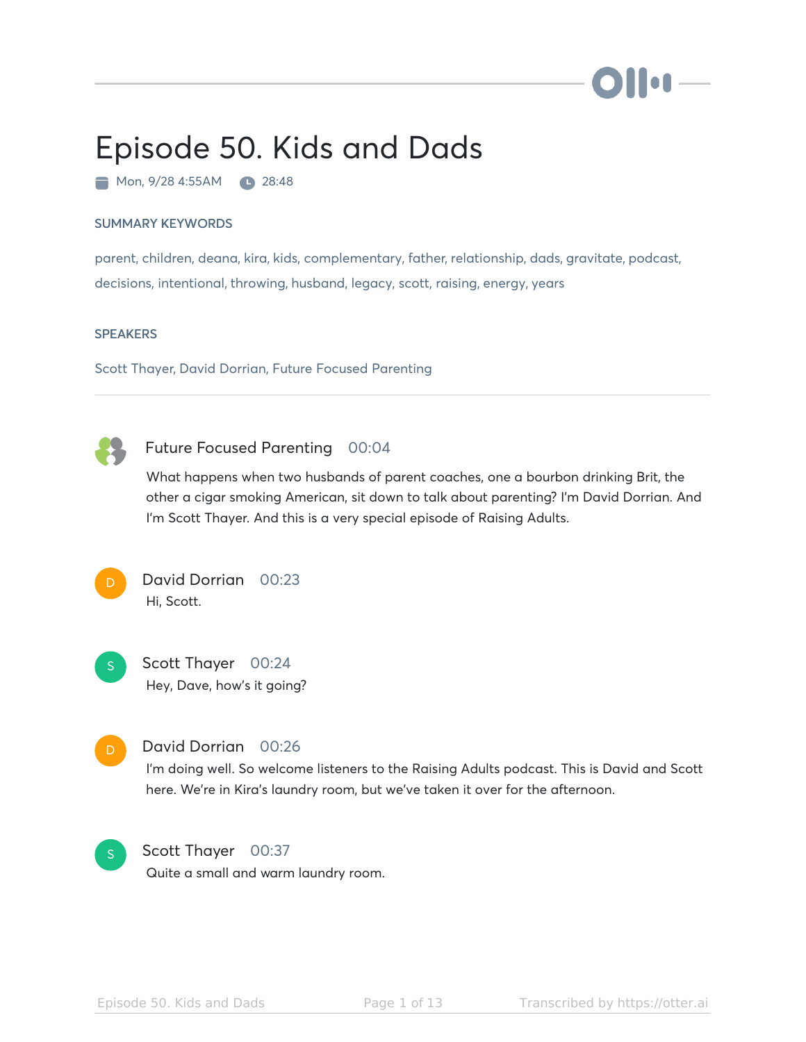# Episode 50. Kids and Dads

Mon, 9/28 4:55AM  28:48

## SUMMARY KEYWORDS

parent, children, deana, kira, kids, complementary, father, relationship, dads, gravitate, podcast, decisions, intentional, throwing, husband, legacy, scott, raising, energy, years

## SPEAKERS

Scott Thayer, David Dorrian, Future Focused Parenting

---

**Future Focused Parenting** 00:04

What happens when two husbands of parent coaches, one a bourbon drinking Brit, the other a cigar smoking American, sit down to talk about parenting? I'm David Dorrian. And I'm Scott Thayer. And this is a very special episode of Raising Adults.

**David Dorrian** 00:23

Hi, Scott.

**Scott Thayer** 00:24

Hey, Dave, how's it going?

**David Dorrian** 00:26

I'm doing well. So welcome listeners to the Raising Adults podcast. This is David and Scott here. We're in Kira's laundry room, but we've taken it over for the afternoon.

**Scott Thayer** 00:37

Quite a small and warm laundry room.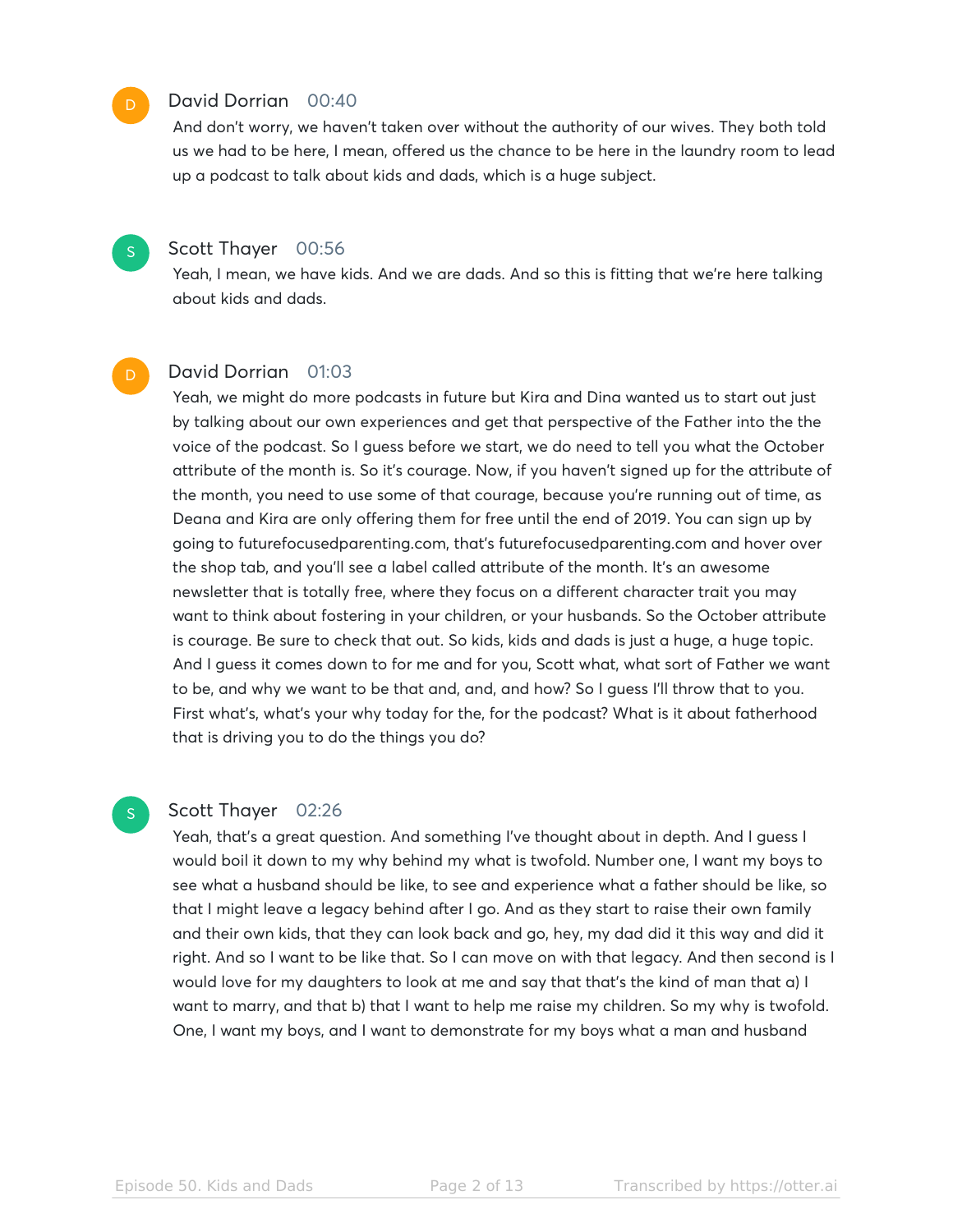**David Dorrian** 00:40

And don't worry, we haven't taken over without the authority of our wives. They both told us we had to be here, I mean, offered us the chance to be here in the laundry room to lead up a podcast to talk about kids and dads, which is a huge subject.

**Scott Thayer** 00:56

Yeah, I mean, we have kids. And we are dads. And so this is fitting that we're here talking about kids and dads.

**David Dorrian** 01:03

Yeah, we might do more podcasts in future but Kira and Dina wanted us to start out just by talking about our own experiences and get that perspective of the Father into the the voice of the podcast. So I guess before we start, we do need to tell you what the October attribute of the month is. So it's courage. Now, if you haven't signed up for the attribute of the month, you need to use some of that courage, because you're running out of time, as Deana and Kira are only offering them for free until the end of 2019. You can sign up by going to futurefocusedparenting.com, that's futurefocusedparenting.com and hover over the shop tab, and you'll see a label called attribute of the month. It's an awesome newsletter that is totally free, where they focus on a different character trait you may want to think about fostering in your children, or your husbands. So the October attribute is courage. Be sure to check that out. So kids, kids and dads is just a huge, a huge topic. And I guess it comes down to for me and for you, Scott what, what sort of Father we want to be, and why we want to be that and, and, and how? So I guess I'll throw that to you. First what's, what's your why today for the, for the podcast? What is it about fatherhood that is driving you to do the things you do?

**Scott Thayer** 02:26

Yeah, that's a great question. And something I've thought about in depth. And I guess I would boil it down to my why behind my what is twofold. Number one, I want my boys to see what a husband should be like, to see and experience what a father should be like, so that I might leave a legacy behind after I go. And as they start to raise their own family and their own kids, that they can look back and go, hey, my dad did it this way and did it right. And so I want to be like that. So I can move on with that legacy. And then second is I would love for my daughters to look at me and say that that's the kind of man that a) I want to marry, and that b) that I want to help me raise my children. So my why is twofold. One, I want my boys, and I want to demonstrate for my boys what a man and husband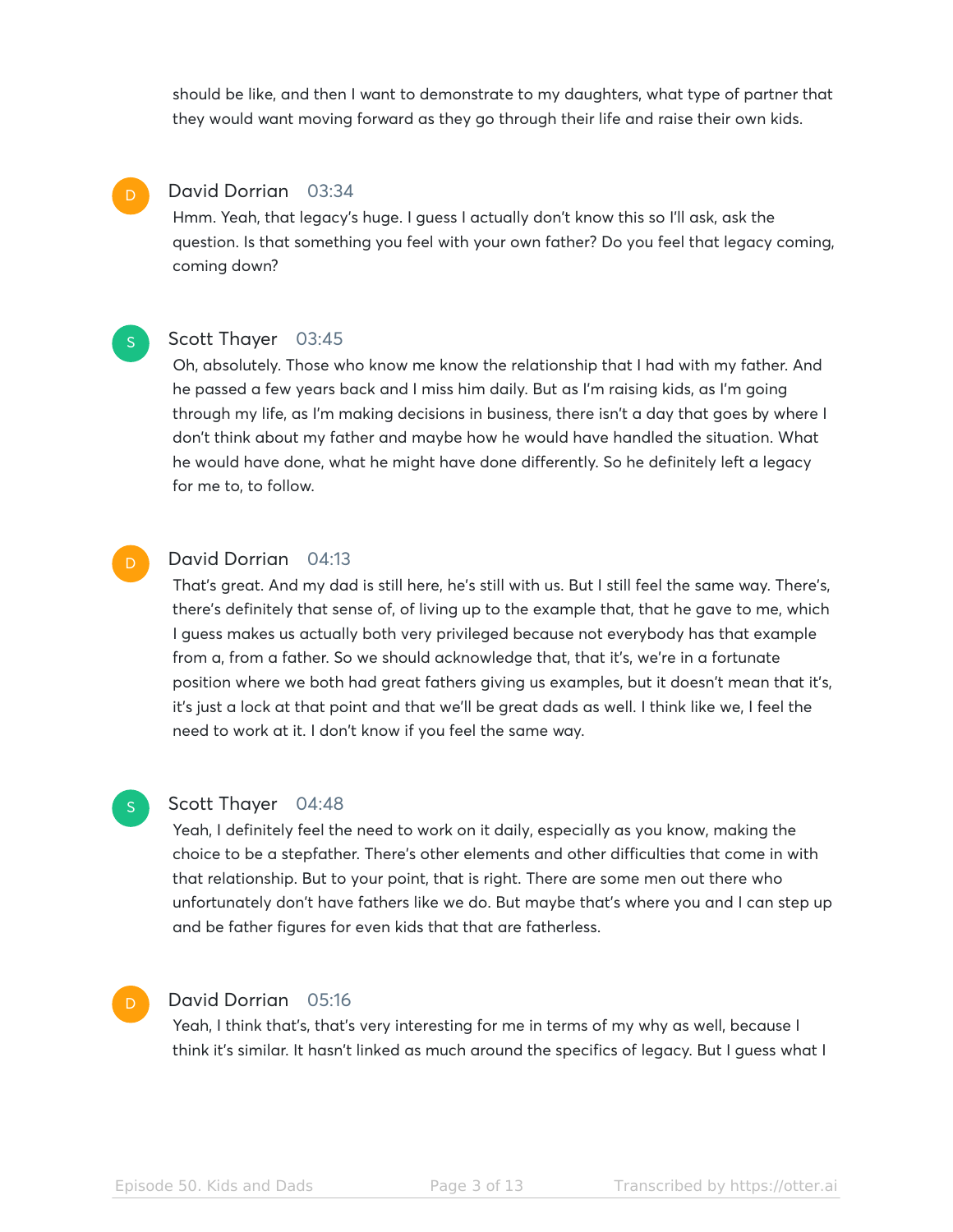should be like, and then I want to demonstrate to my daughters, what type of partner that they would want moving forward as they go through their life and raise their own kids.

**David Dorrian** 03:34

Hmm. Yeah, that legacy's huge. I guess I actually don't know this so I'll ask, ask the question. Is that something you feel with your own father? Do you feel that legacy coming, coming down?

**Scott Thayer** 03:45

Oh, absolutely. Those who know me know the relationship that I had with my father. And he passed a few years back and I miss him daily. But as I'm raising kids, as I'm going through my life, as I'm making decisions in business, there isn't a day that goes by where I don't think about my father and maybe how he would have handled the situation. What he would have done, what he might have done differently. So he definitely left a legacy for me to, to follow.

**David Dorrian** 04:13

That's great. And my dad is still here, he's still with us. But I still feel the same way. There's, there's definitely that sense of, of living up to the example that, that he gave to me, which I guess makes us actually both very privileged because not everybody has that example from a, from a father. So we should acknowledge that, that it's, we're in a fortunate position where we both had great fathers giving us examples, but it doesn't mean that it's, it's just a lock at that point and that we'll be great dads as well. I think like we, I feel the need to work at it. I don't know if you feel the same way.

**Scott Thayer** 04:48

Yeah, I definitely feel the need to work on it daily, especially as you know, making the choice to be a stepfather. There's other elements and other difficulties that come in with that relationship. But to your point, that is right. There are some men out there who unfortunately don't have fathers like we do. But maybe that's where you and I can step up and be father figures for even kids that that are fatherless.

**David Dorrian** 05:16

Yeah, I think that's, that's very interesting for me in terms of my why as well, because I think it's similar. It hasn't linked as much around the specifics of legacy. But I guess what I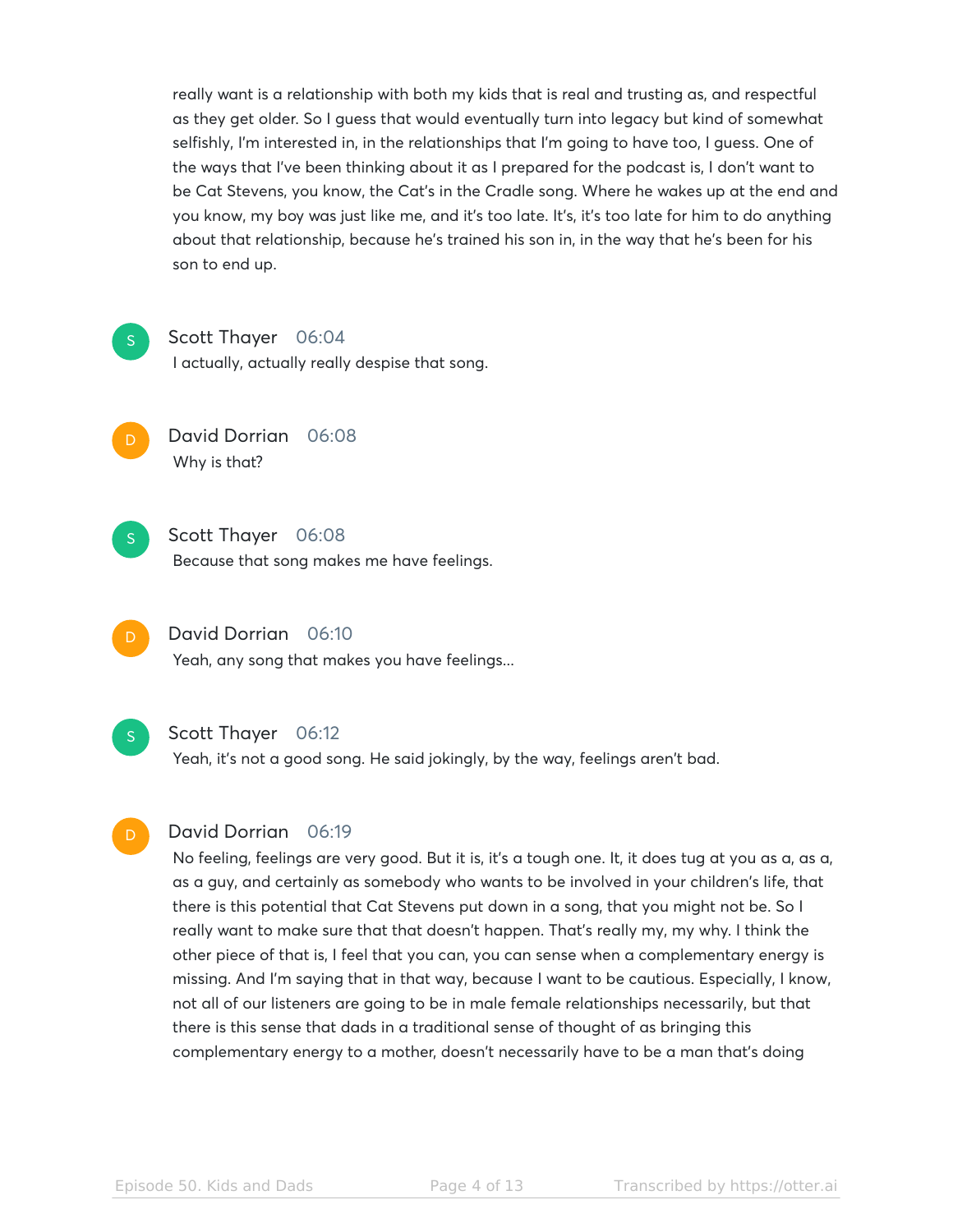really want is a relationship with both my kids that is real and trusting as, and respectful as they get older. So I guess that would eventually turn into legacy but kind of somewhat selfishly, I'm interested in, in the relationships that I'm going to have too, I guess. One of the ways that I've been thinking about it as I prepared for the podcast is, I don't want to be Cat Stevens, you know, the Cat's in the Cradle song. Where he wakes up at the end and you know, my boy was just like me, and it's too late. It's, it's too late for him to do anything about that relationship, because he's trained his son in, in the way that he's been for his son to end up.

**Scott Thayer** 06:04
I actually, actually really despise that song.

**David Dorrian** 06:08
Why is that?

**Scott Thayer** 06:08
Because that song makes me have feelings.

**David Dorrian** 06:10
Yeah, any song that makes you have feelings...

**Scott Thayer** 06:12
Yeah, it's not a good song. He said jokingly, by the way, feelings aren't bad.

**David Dorrian** 06:19
No feeling, feelings are very good. But it is, it's a tough one. It, it does tug at you as a, as a, as a guy, and certainly as somebody who wants to be involved in your children's life, that there is this potential that Cat Stevens put down in a song, that you might not be. So I really want to make sure that that doesn't happen. That's really my, my why. I think the other piece of that is, I feel that you can, you can sense when a complementary energy is missing. And I'm saying that in that way, because I want to be cautious. Especially, I know, not all of our listeners are going to be in male female relationships necessarily, but that there is this sense that dads in a traditional sense of thought of as bringing this complementary energy to a mother, doesn't necessarily have to be a man that's doing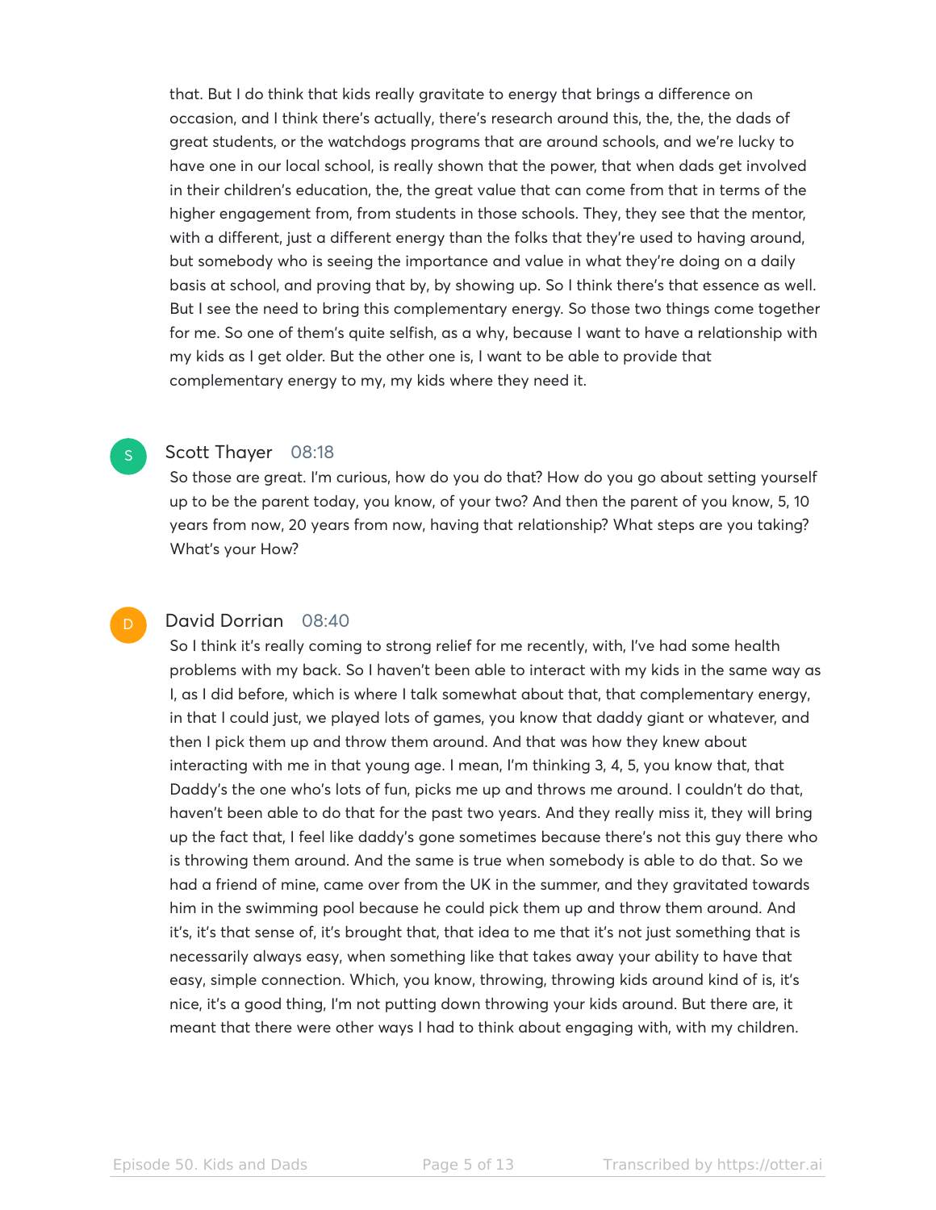that. But I do think that kids really gravitate to energy that brings a difference on occasion, and I think there's actually, there's research around this, the, the, the dads of great students, or the watchdogs programs that are around schools, and we're lucky to have one in our local school, is really shown that the power, that when dads get involved in their children's education, the, the great value that can come from that in terms of the higher engagement from, from students in those schools. They, they see that the mentor, with a different, just a different energy than the folks that they're used to having around, but somebody who is seeing the importance and value in what they're doing on a daily basis at school, and proving that by, by showing up. So I think there's that essence as well. But I see the need to bring this complementary energy. So those two things come together for me. So one of them's quite selfish, as a why, because I want to have a relationship with my kids as I get older. But the other one is, I want to be able to provide that complementary energy to my, my kids where they need it.

**Scott Thayer** 08:18

So those are great. I'm curious, how do you do that? How do you go about setting yourself up to be the parent today, you know, of your two? And then the parent of you know, 5, 10 years from now, 20 years from now, having that relationship? What steps are you taking? What's your How?

**David Dorrian** 08:40

So I think it's really coming to strong relief for me recently, with, I've had some health problems with my back. So I haven't been able to interact with my kids in the same way as I, as I did before, which is where I talk somewhat about that, that complementary energy, in that I could just, we played lots of games, you know that daddy giant or whatever, and then I pick them up and throw them around. And that was how they knew about interacting with me in that young age. I mean, I'm thinking 3, 4, 5, you know that, that Daddy's the one who's lots of fun, picks me up and throws me around. I couldn't do that, haven't been able to do that for the past two years. And they really miss it, they will bring up the fact that, I feel like daddy's gone sometimes because there's not this guy there who is throwing them around. And the same is true when somebody is able to do that. So we had a friend of mine, came over from the UK in the summer, and they gravitated towards him in the swimming pool because he could pick them up and throw them around. And it's, it's that sense of, it's brought that, that idea to me that it's not just something that is necessarily always easy, when something like that takes away your ability to have that easy, simple connection. Which, you know, throwing, throwing kids around kind of is, it's nice, it's a good thing, I'm not putting down throwing your kids around. But there are, it meant that there were other ways I had to think about engaging with, with my children.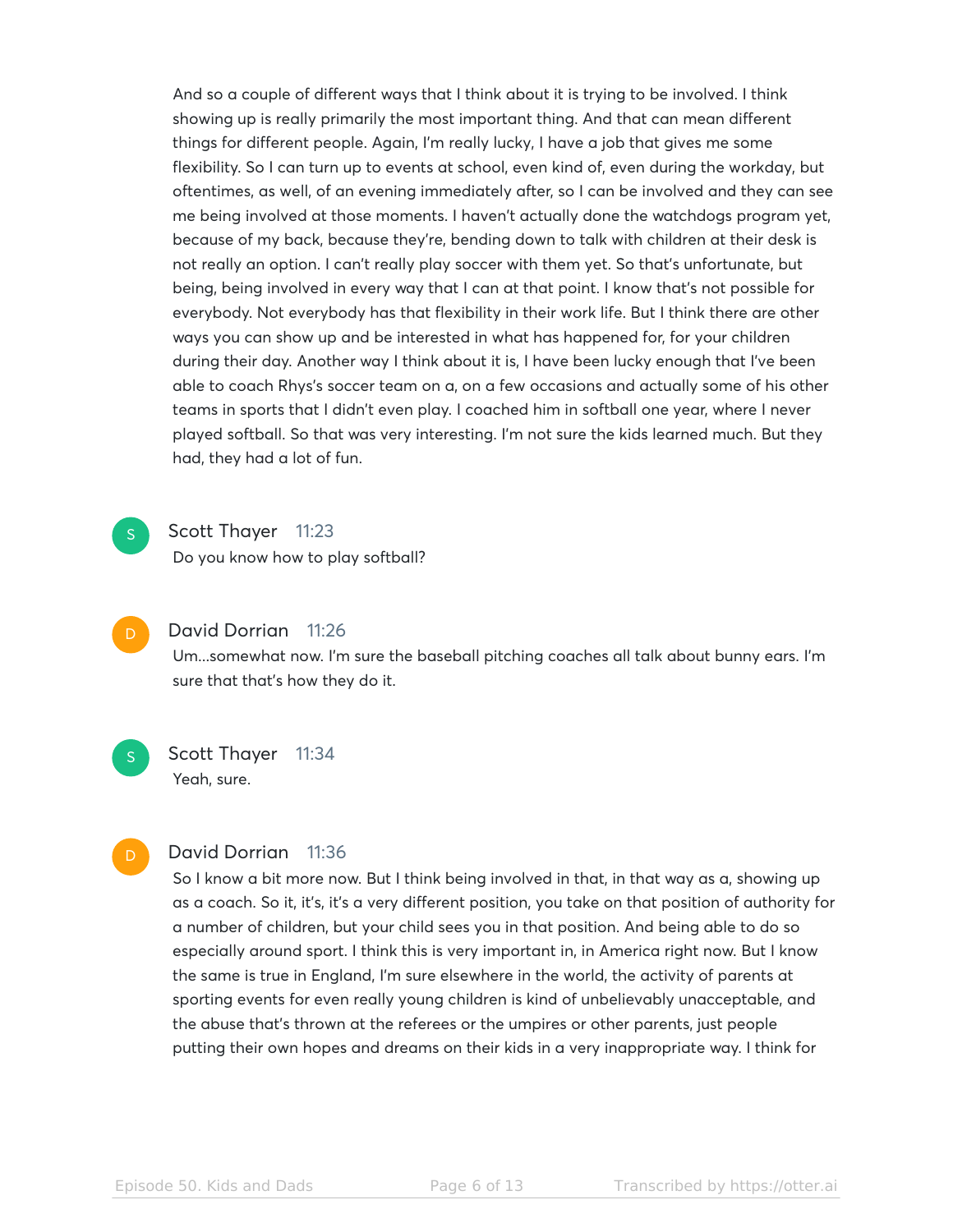And so a couple of different ways that I think about it is trying to be involved. I think showing up is really primarily the most important thing. And that can mean different things for different people. Again, I'm really lucky, I have a job that gives me some flexibility. So I can turn up to events at school, even kind of, even during the workday, but oftentimes, as well, of an evening immediately after, so I can be involved and they can see me being involved at those moments. I haven't actually done the watchdogs program yet, because of my back, because they're, bending down to talk with children at their desk is not really an option. I can't really play soccer with them yet. So that's unfortunate, but being, being involved in every way that I can at that point. I know that's not possible for everybody. Not everybody has that flexibility in their work life. But I think there are other ways you can show up and be interested in what has happened for, for your children during their day. Another way I think about it is, I have been lucky enough that I've been able to coach Rhys's soccer team on a, on a few occasions and actually some of his other teams in sports that I didn't even play. I coached him in softball one year, where I never played softball. So that was very interesting. I'm not sure the kids learned much. But they had, they had a lot of fun.

**Scott Thayer** 11:23
Do you know how to play softball?

**David Dorrian** 11:26
Um...somewhat now. I'm sure the baseball pitching coaches all talk about bunny ears. I'm sure that that's how they do it.

**Scott Thayer** 11:34
Yeah, sure.

**David Dorrian** 11:36
So I know a bit more now. But I think being involved in that, in that way as a, showing up as a coach. So it, it's, it's a very different position, you take on that position of authority for a number of children, but your child sees you in that position. And being able to do so especially around sport. I think this is very important in, in America right now. But I know the same is true in England, I'm sure elsewhere in the world, the activity of parents at sporting events for even really young children is kind of unbelievably unacceptable, and the abuse that's thrown at the referees or the umpires or other parents, just people putting their own hopes and dreams on their kids in a very inappropriate way. I think for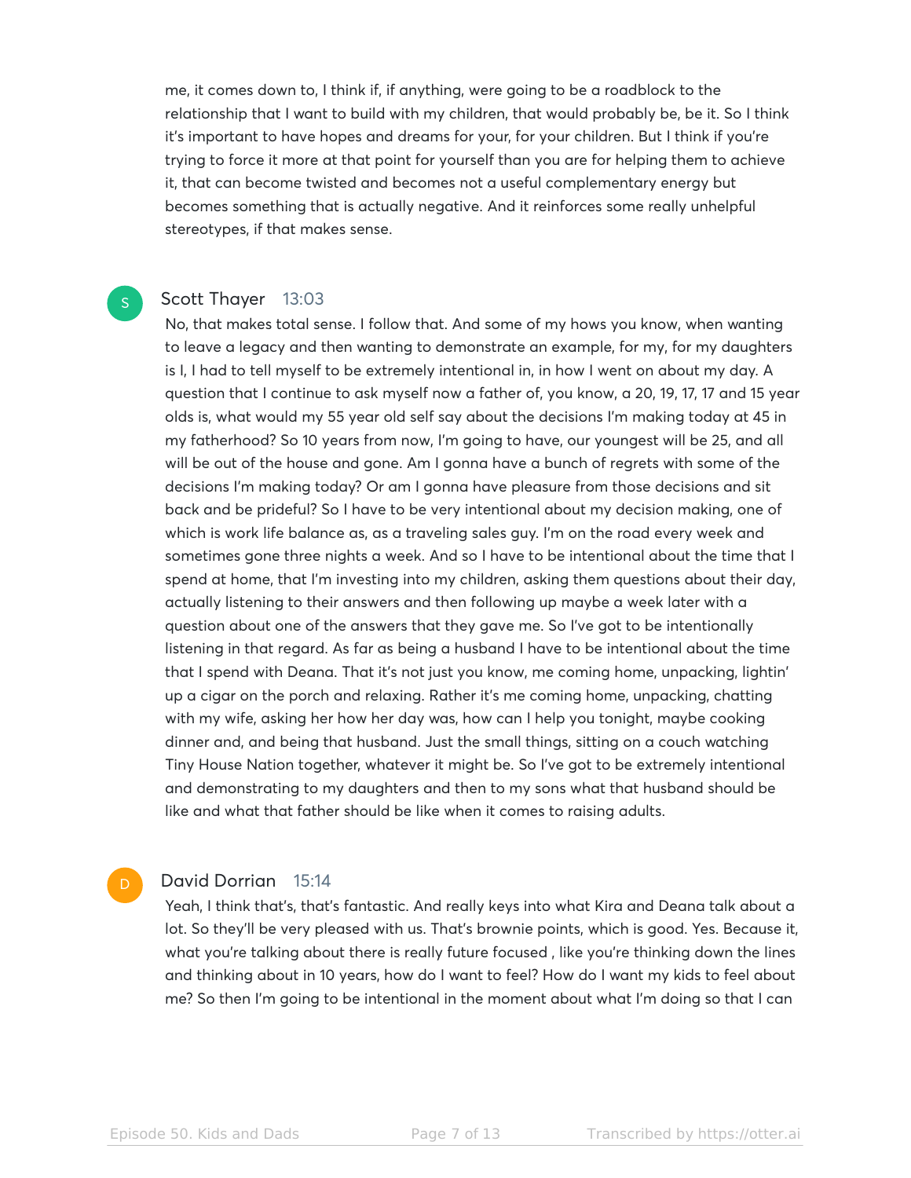me, it comes down to, I think if, if anything, were going to be a roadblock to the relationship that I want to build with my children, that would probably be, be it. So I think it's important to have hopes and dreams for your, for your children. But I think if you're trying to force it more at that point for yourself than you are for helping them to achieve it, that can become twisted and becomes not a useful complementary energy but becomes something that is actually negative. And it reinforces some really unhelpful stereotypes, if that makes sense.

**Scott Thayer** 13:03

No, that makes total sense. I follow that. And some of my hows you know, when wanting to leave a legacy and then wanting to demonstrate an example, for my, for my daughters is I, I had to tell myself to be extremely intentional in, in how I went on about my day. A question that I continue to ask myself now a father of, you know, a 20, 19, 17, 17 and 15 year olds is, what would my 55 year old self say about the decisions I'm making today at 45 in my fatherhood? So 10 years from now, I'm going to have, our youngest will be 25, and all will be out of the house and gone. Am I gonna have a bunch of regrets with some of the decisions I'm making today? Or am I gonna have pleasure from those decisions and sit back and be prideful? So I have to be very intentional about my decision making, one of which is work life balance as, as a traveling sales guy. I'm on the road every week and sometimes gone three nights a week. And so I have to be intentional about the time that I spend at home, that I'm investing into my children, asking them questions about their day, actually listening to their answers and then following up maybe a week later with a question about one of the answers that they gave me. So I've got to be intentionally listening in that regard. As far as being a husband I have to be intentional about the time that I spend with Deana. That it's not just you know, me coming home, unpacking, lightin' up a cigar on the porch and relaxing. Rather it's me coming home, unpacking, chatting with my wife, asking her how her day was, how can I help you tonight, maybe cooking dinner and, and being that husband. Just the small things, sitting on a couch watching Tiny House Nation together, whatever it might be. So I've got to be extremely intentional and demonstrating to my daughters and then to my sons what that husband should be like and what that father should be like when it comes to raising adults.

**David Dorrian** 15:14

Yeah, I think that's, that's fantastic. And really keys into what Kira and Deana talk about a lot. So they'll be very pleased with us. That's brownie points, which is good. Yes. Because it, what you're talking about there is really future focused , like you're thinking down the lines and thinking about in 10 years, how do I want to feel? How do I want my kids to feel about me? So then I'm going to be intentional in the moment about what I'm doing so that I can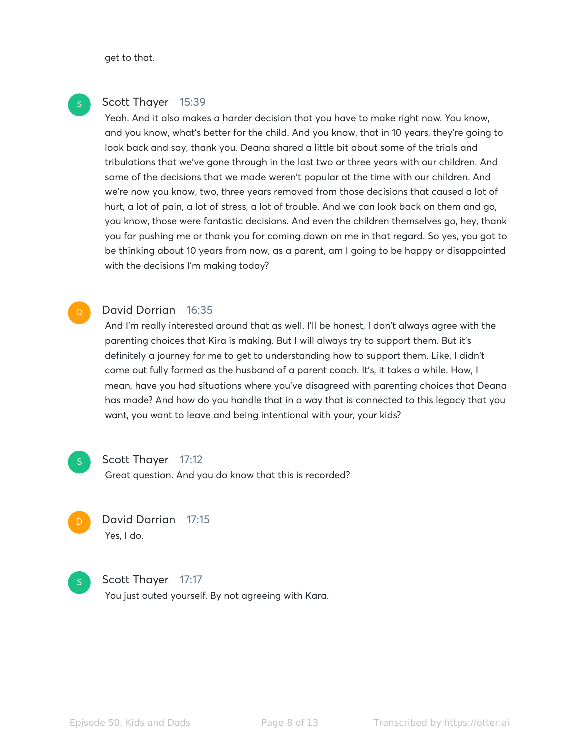get to that.

**Scott Thayer** 15:39

Yeah. And it also makes a harder decision that you have to make right now. You know, and you know, what's better for the child. And you know, that in 10 years, they're going to look back and say, thank you. Deana shared a little bit about some of the trials and tribulations that we've gone through in the last two or three years with our children. And some of the decisions that we made weren't popular at the time with our children. And we're now you know, two, three years removed from those decisions that caused a lot of hurt, a lot of pain, a lot of stress, a lot of trouble. And we can look back on them and go, you know, those were fantastic decisions. And even the children themselves go, hey, thank you for pushing me or thank you for coming down on me in that regard. So yes, you got to be thinking about 10 years from now, as a parent, am I going to be happy or disappointed with the decisions I'm making today?

**David Dorrian** 16:35

And I'm really interested around that as well. I'll be honest, I don't always agree with the parenting choices that Kira is making. But I will always try to support them. But it's definitely a journey for me to get to understanding how to support them. Like, I didn't come out fully formed as the husband of a parent coach. It's, it takes a while. How, I mean, have you had situations where you've disagreed with parenting choices that Deana has made? And how do you handle that in a way that is connected to this legacy that you want, you want to leave and being intentional with your, your kids?

**Scott Thayer** 17:12

Great question. And you do know that this is recorded?

**David Dorrian** 17:15

Yes, I do.

**Scott Thayer** 17:17

You just outed yourself. By not agreeing with Kara.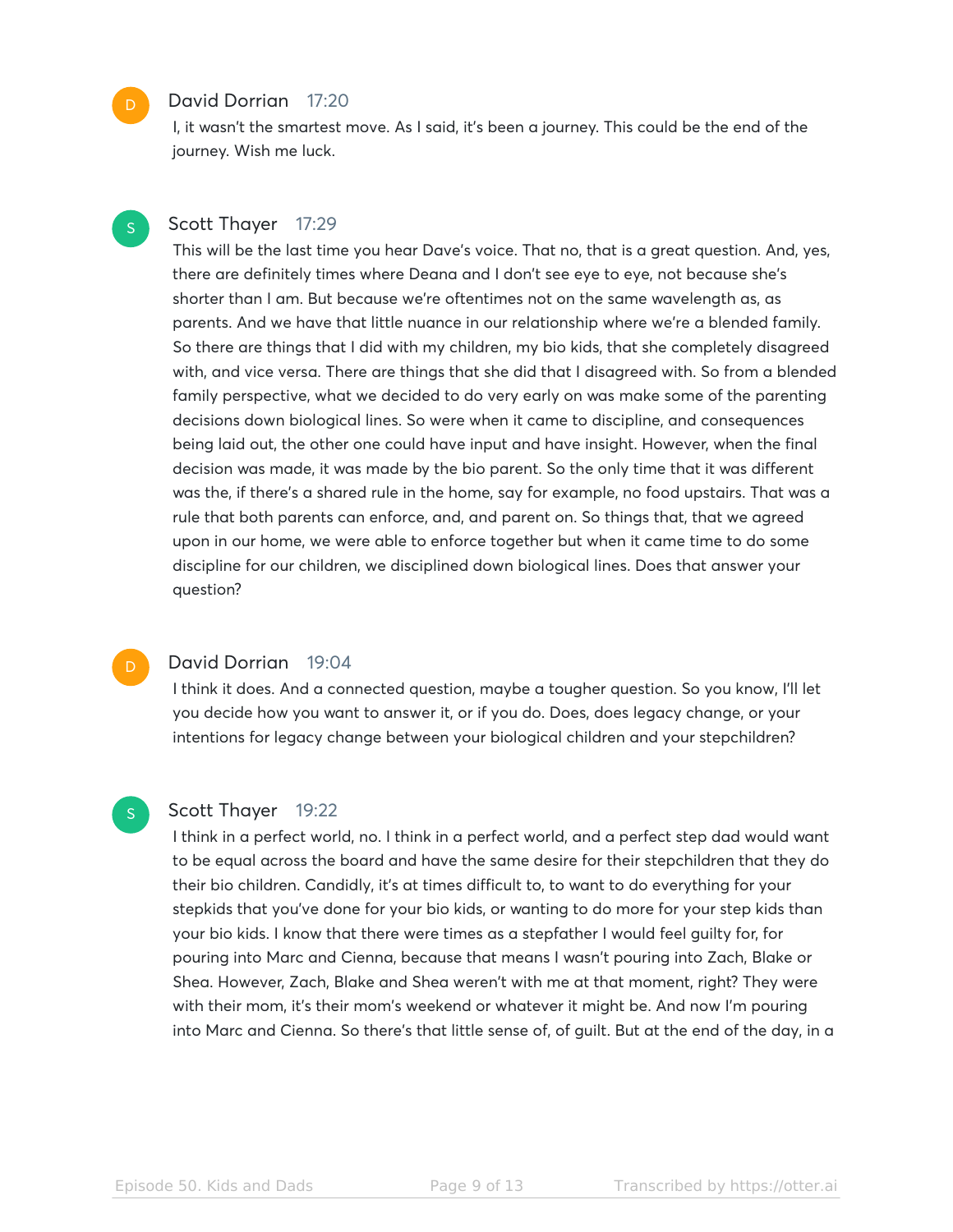**David Dorrian** 17:20

I, it wasn't the smartest move. As I said, it's been a journey. This could be the end of the journey. Wish me luck.

**Scott Thayer** 17:29

This will be the last time you hear Dave's voice. That no, that is a great question. And, yes, there are definitely times where Deana and I don't see eye to eye, not because she's shorter than I am. But because we're oftentimes not on the same wavelength as, as parents. And we have that little nuance in our relationship where we're a blended family. So there are things that I did with my children, my bio kids, that she completely disagreed with, and vice versa. There are things that she did that I disagreed with. So from a blended family perspective, what we decided to do very early on was make some of the parenting decisions down biological lines. So were when it came to discipline, and consequences being laid out, the other one could have input and have insight. However, when the final decision was made, it was made by the bio parent. So the only time that it was different was the, if there's a shared rule in the home, say for example, no food upstairs. That was a rule that both parents can enforce, and, and parent on. So things that, that we agreed upon in our home, we were able to enforce together but when it came time to do some discipline for our children, we disciplined down biological lines. Does that answer your question?

**David Dorrian** 19:04

I think it does. And a connected question, maybe a tougher question. So you know, I'll let you decide how you want to answer it, or if you do. Does, does legacy change, or your intentions for legacy change between your biological children and your stepchildren?

**Scott Thayer** 19:22

I think in a perfect world, no. I think in a perfect world, and a perfect step dad would want to be equal across the board and have the same desire for their stepchildren that they do their bio children. Candidly, it's at times difficult to, to want to do everything for your stepkids that you've done for your bio kids, or wanting to do more for your step kids than your bio kids. I know that there were times as a stepfather I would feel guilty for, for pouring into Marc and Cienna, because that means I wasn't pouring into Zach, Blake or Shea. However, Zach, Blake and Shea weren't with me at that moment, right? They were with their mom, it's their mom's weekend or whatever it might be. And now I'm pouring into Marc and Cienna. So there's that little sense of, of guilt. But at the end of the day, in a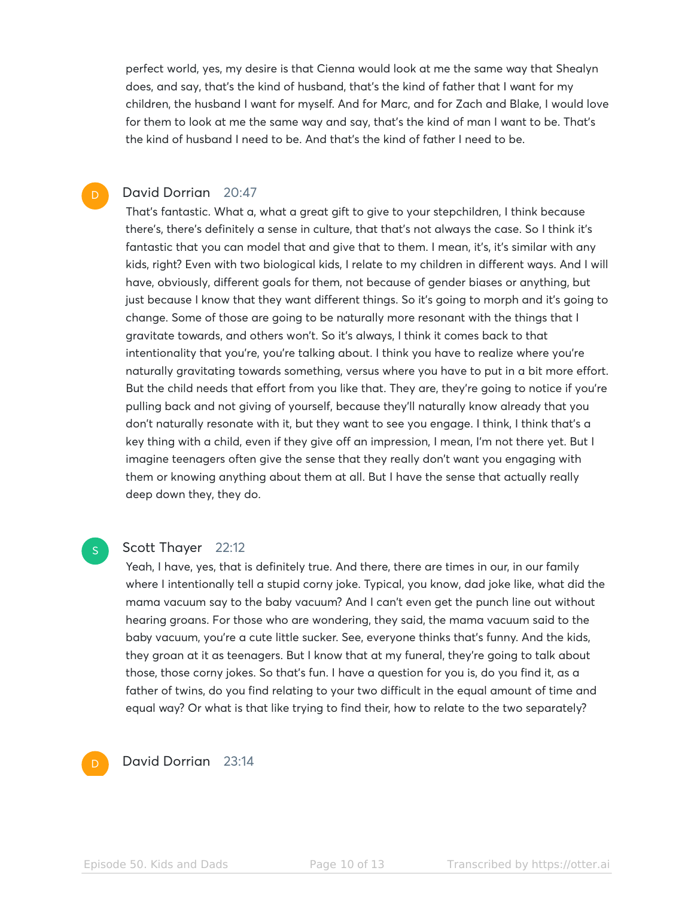perfect world, yes, my desire is that Cienna would look at me the same way that Shealyn does, and say, that's the kind of husband, that's the kind of father that I want for my children, the husband I want for myself. And for Marc, and for Zach and Blake, I would love for them to look at me the same way and say, that's the kind of man I want to be. That's the kind of husband I need to be. And that's the kind of father I need to be.

**David Dorrian** 20:47

That's fantastic. What a, what a great gift to give to your stepchildren, I think because there's, there's definitely a sense in culture, that that's not always the case. So I think it's fantastic that you can model that and give that to them. I mean, it's, it's similar with any kids, right? Even with two biological kids, I relate to my children in different ways. And I will have, obviously, different goals for them, not because of gender biases or anything, but just because I know that they want different things. So it's going to morph and it's going to change. Some of those are going to be naturally more resonant with the things that I gravitate towards, and others won't. So it's always, I think it comes back to that intentionality that you're, you're talking about. I think you have to realize where you're naturally gravitating towards something, versus where you have to put in a bit more effort. But the child needs that effort from you like that. They are, they're going to notice if you're pulling back and not giving of yourself, because they'll naturally know already that you don't naturally resonate with it, but they want to see you engage. I think, I think that's a key thing with a child, even if they give off an impression, I mean, I'm not there yet. But I imagine teenagers often give the sense that they really don't want you engaging with them or knowing anything about them at all. But I have the sense that actually really deep down they, they do.

**Scott Thayer** 22:12

Yeah, I have, yes, that is definitely true. And there, there are times in our, in our family where I intentionally tell a stupid corny joke. Typical, you know, dad joke like, what did the mama vacuum say to the baby vacuum? And I can't even get the punch line out without hearing groans. For those who are wondering, they said, the mama vacuum said to the baby vacuum, you're a cute little sucker. See, everyone thinks that's funny. And the kids, they groan at it as teenagers. But I know that at my funeral, they're going to talk about those, those corny jokes. So that's fun. I have a question for you is, do you find it, as a father of twins, do you find relating to your two difficult in the equal amount of time and equal way? Or what is that like trying to find their, how to relate to the two separately?

**David Dorrian** 23:14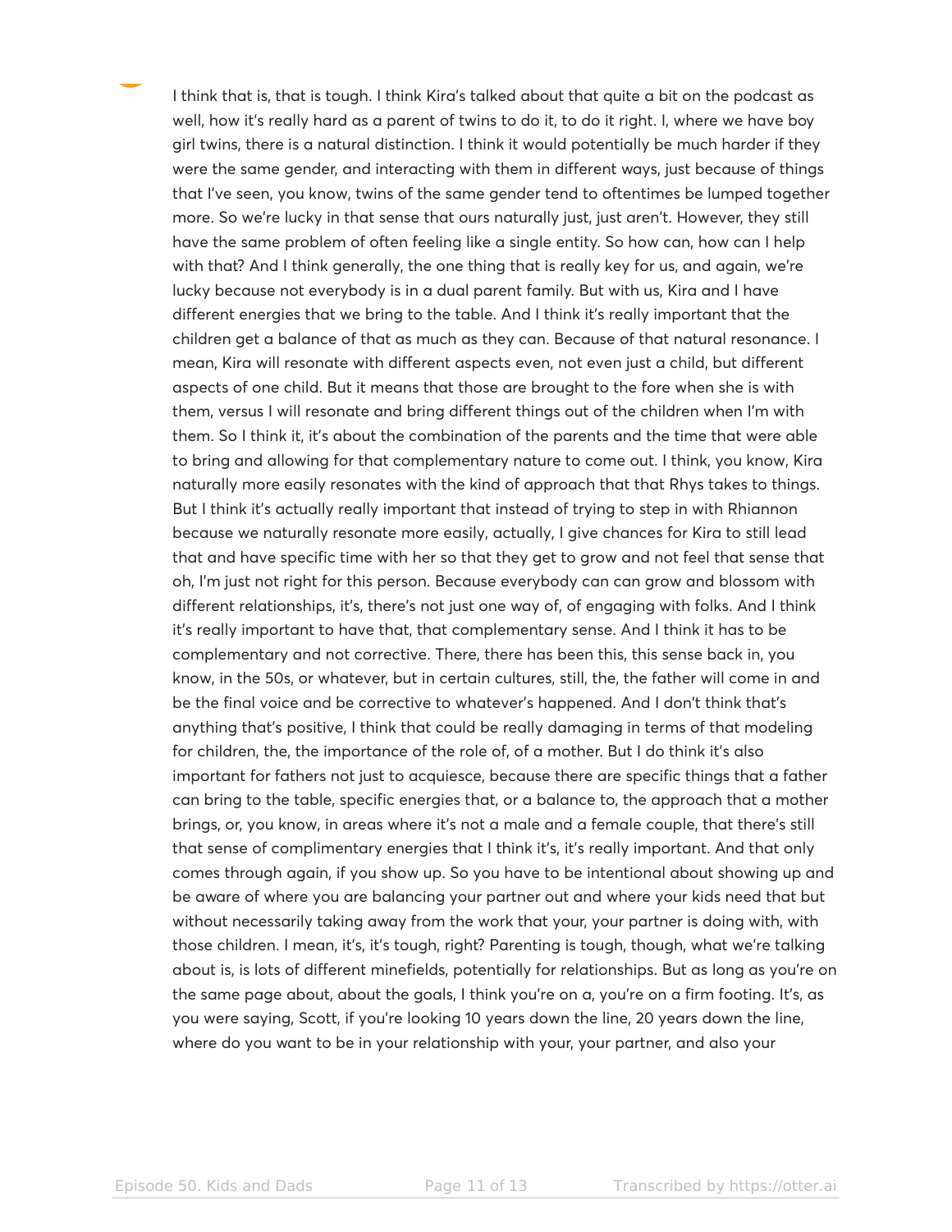I think that is, that is tough. I think Kira's talked about that quite a bit on the podcast as well, how it's really hard as a parent of twins to do it, to do it right. I, where we have boy girl twins, there is a natural distinction. I think it would potentially be much harder if they were the same gender, and interacting with them in different ways, just because of things that I've seen, you know, twins of the same gender tend to oftentimes be lumped together more. So we're lucky in that sense that ours naturally just, just aren't. However, they still have the same problem of often feeling like a single entity. So how can, how can I help with that? And I think generally, the one thing that is really key for us, and again, we're lucky because not everybody is in a dual parent family. But with us, Kira and I have different energies that we bring to the table. And I think it's really important that the children get a balance of that as much as they can. Because of that natural resonance. I mean, Kira will resonate with different aspects even, not even just a child, but different aspects of one child. But it means that those are brought to the fore when she is with them, versus I will resonate and bring different things out of the children when I'm with them. So I think it, it's about the combination of the parents and the time that were able to bring and allowing for that complementary nature to come out. I think, you know, Kira naturally more easily resonates with the kind of approach that that Rhys takes to things. But I think it's actually really important that instead of trying to step in with Rhiannon because we naturally resonate more easily, actually, I give chances for Kira to still lead that and have specific time with her so that they get to grow and not feel that sense that oh, I'm just not right for this person. Because everybody can can grow and blossom with different relationships, it's, there's not just one way of, of engaging with folks. And I think it's really important to have that, that complementary sense. And I think it has to be complementary and not corrective. There, there has been this, this sense back in, you know, in the 50s, or whatever, but in certain cultures, still, the, the father will come in and be the final voice and be corrective to whatever's happened. And I don't think that's anything that's positive, I think that could be really damaging in terms of that modeling for children, the, the importance of the role of, of a mother. But I do think it's also important for fathers not just to acquiesce, because there are specific things that a father can bring to the table, specific energies that, or a balance to, the approach that a mother brings, or, you know, in areas where it's not a male and a female couple, that there's still that sense of complimentary energies that I think it's, it's really important. And that only comes through again, if you show up. So you have to be intentional about showing up and be aware of where you are balancing your partner out and where your kids need that but without necessarily taking away from the work that your, your partner is doing with, with those children. I mean, it's, it's tough, right? Parenting is tough, though, what we're talking about is, is lots of different minefields, potentially for relationships. But as long as you're on the same page about, about the goals, I think you're on a, you're on a firm footing. It's, as you were saying, Scott, if you're looking 10 years down the line, 20 years down the line, where do you want to be in your relationship with your, your partner, and also your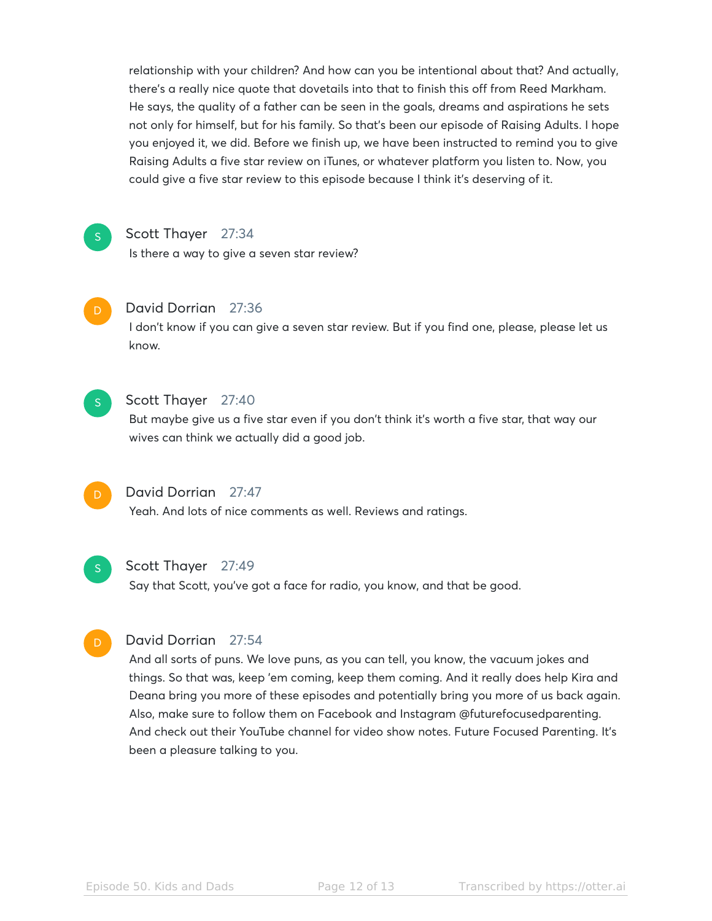relationship with your children? And how can you be intentional about that? And actually, there's a really nice quote that dovetails into that to finish this off from Reed Markham. He says, the quality of a father can be seen in the goals, dreams and aspirations he sets not only for himself, but for his family. So that's been our episode of Raising Adults. I hope you enjoyed it, we did. Before we finish up, we have been instructed to remind you to give Raising Adults a five star review on iTunes, or whatever platform you listen to. Now, you could give a five star review to this episode because I think it's deserving of it.

**Scott Thayer** 27:34
Is there a way to give a seven star review?

**David Dorrian** 27:36
I don't know if you can give a seven star review. But if you find one, please, please let us know.

**Scott Thayer** 27:40
But maybe give us a five star even if you don't think it's worth a five star, that way our wives can think we actually did a good job.

**David Dorrian** 27:47
Yeah. And lots of nice comments as well. Reviews and ratings.

**Scott Thayer** 27:49
Say that Scott, you've got a face for radio, you know, and that be good.

**David Dorrian** 27:54
And all sorts of puns. We love puns, as you can tell, you know, the vacuum jokes and things. So that was, keep 'em coming, keep them coming. And it really does help Kira and Deana bring you more of these episodes and potentially bring you more of us back again. Also, make sure to follow them on Facebook and Instagram @futurefocusedparenting. And check out their YouTube channel for video show notes. Future Focused Parenting. It's been a pleasure talking to you.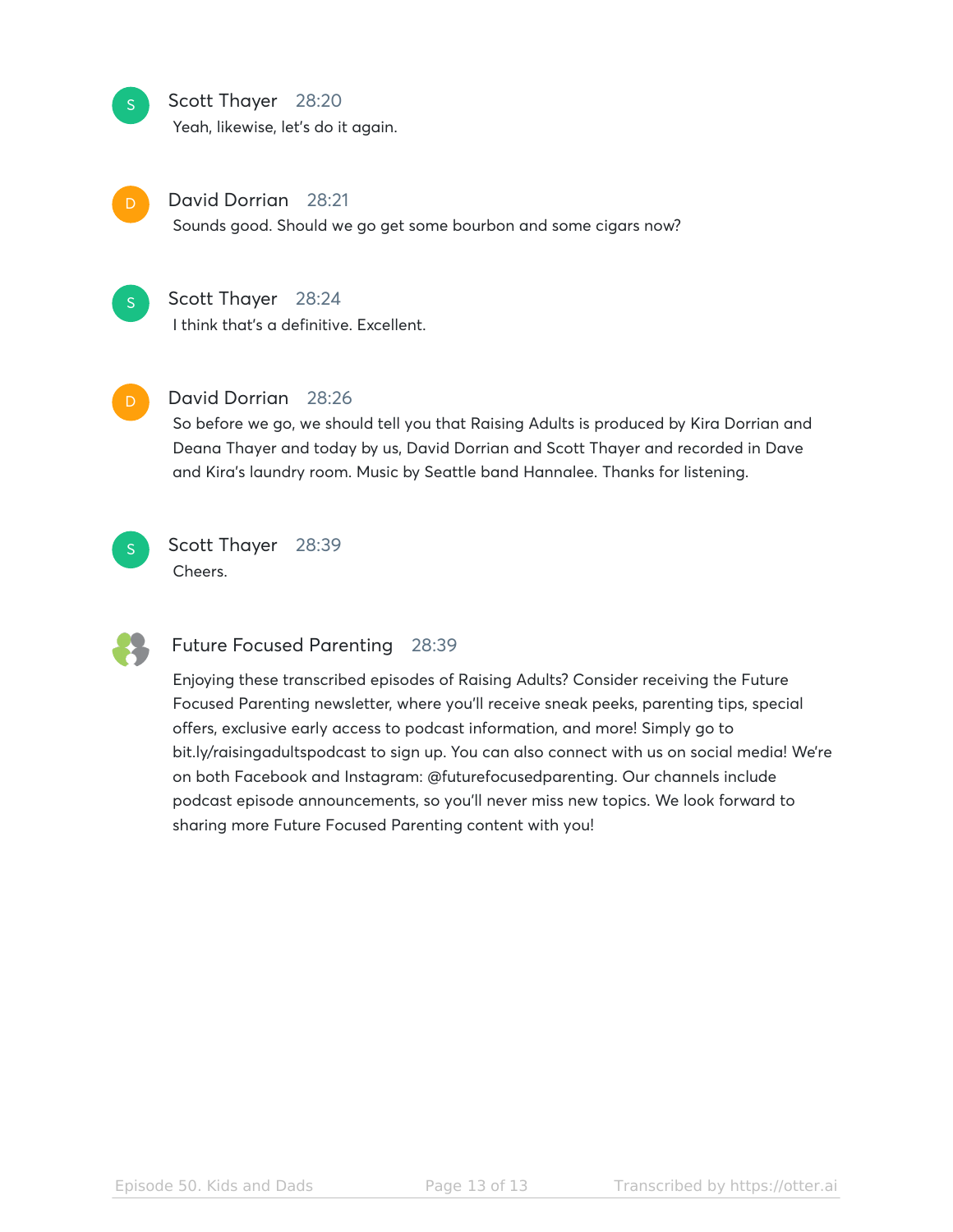Scott Thayer 28:20
Yeah, likewise, let's do it again.

David Dorrian 28:21
Sounds good. Should we go get some bourbon and some cigars now?

Scott Thayer 28:24
I think that's a definitive. Excellent.

David Dorrian 28:26
So before we go, we should tell you that Raising Adults is produced by Kira Dorrian and Deana Thayer and today by us, David Dorrian and Scott Thayer and recorded in Dave and Kira's laundry room. Music by Seattle band Hannalee. Thanks for listening.

Scott Thayer 28:39
Cheers.

Future Focused Parenting 28:39
Enjoying these transcribed episodes of Raising Adults? Consider receiving the Future Focused Parenting newsletter, where you'll receive sneak peeks, parenting tips, special offers, exclusive early access to podcast information, and more! Simply go to bit.ly/raisingadultspodcast to sign up. You can also connect with us on social media! We're on both Facebook and Instagram: @futurefocusedparenting. Our channels include podcast episode announcements, so you'll never miss new topics. We look forward to sharing more Future Focused Parenting content with you!